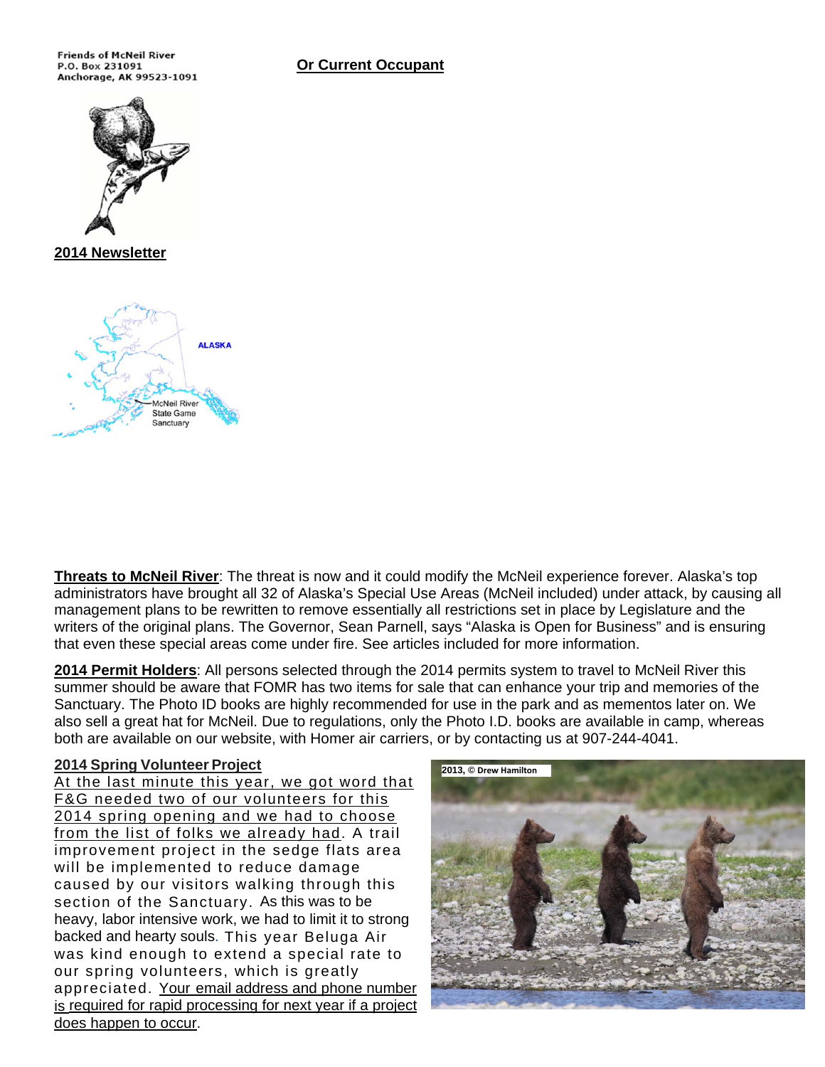Friends of McNeil River
P.O. Box 231091
Anchorage, AK 99523-1091

**Or Current Occupant**

**2014 Newsletter**

ALASKA

McNeil River State Game Sanctuary

**Threats to McNeil River**: The threat is now and it could modify the McNeil experience forever. Alaska's top administrators have brought all 32 of Alaska's Special Use Areas (McNeil included) under attack, by causing all management plans to be rewritten to remove essentially all restrictions set in place by Legislature and the writers of the original plans. The Governor, Sean Parnell, says "Alaska is Open for Business" and is ensuring that even these special areas come under fire. See articles included for more information.

**2014 Permit Holders**: All persons selected through the 2014 permits system to travel to McNeil River this summer should be aware that FOMR has two items for sale that can enhance your trip and memories of the Sanctuary. The Photo ID books are highly recommended for use in the park and as mementos later on. We also sell a great hat for McNeil. Due to regulations, only the Photo I.D. books are available in camp, whereas both are available on our website, with Homer air carriers, or by contacting us at 907-244-4041.

**2014 Spring Volunteer Project**

At the last minute this year, we got word that F&G needed two of our volunteers for this 2014 spring opening and we had to choose from the list of folks we already had. A trail improvement project in the sedge flats area will be implemented to reduce damage caused by our visitors walking through this section of the Sanctuary. As this was to be heavy, labor intensive work, we had to limit it to strong backed and hearty souls. This year Beluga Air was kind enough to extend a special rate to our spring volunteers, which is greatly appreciated. Your email address and phone number is required for rapid processing for next year if a project does happen to occur.

2013, © Drew Hamilton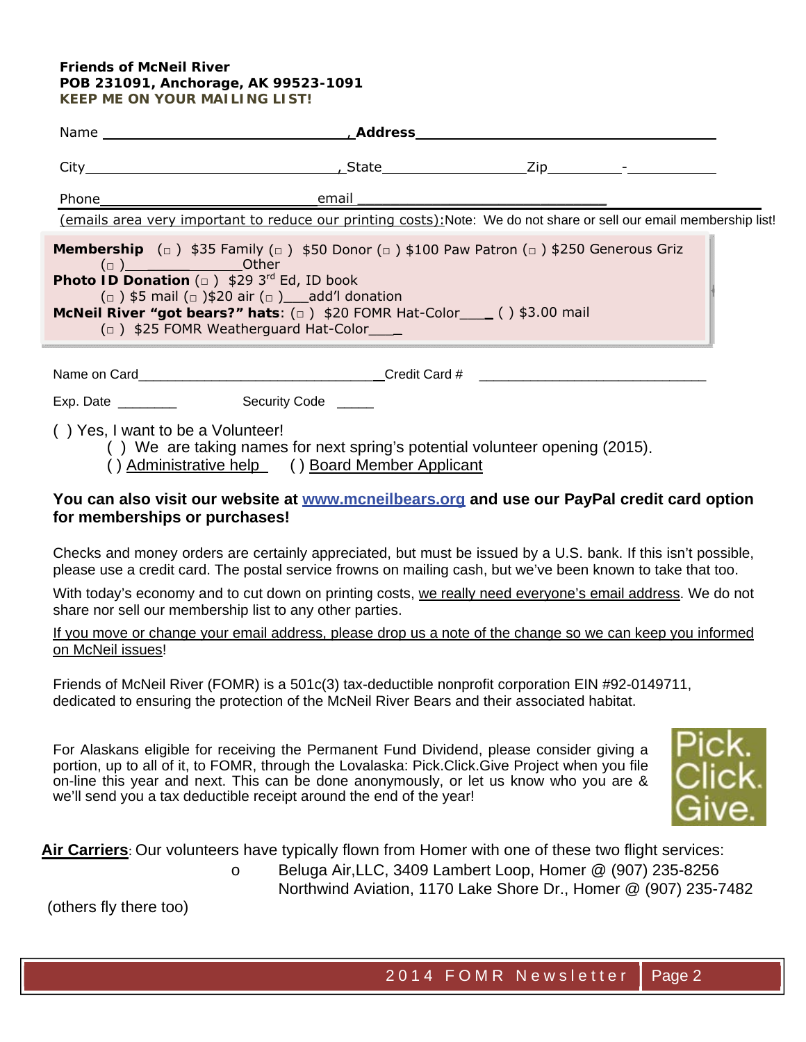**Friends of McNeil River**
**POB 231091, Anchorage, AK 99523-1091**
**KEEP ME ON YOUR MAILING LIST!**

Name ________________________________, **Address** ______________________________________

City________________________________, State_________________ Zip_________ - ___________

Phone___________________________ email _______________________________

(emails area very important to reduce our printing costs): Note: We do not share or sell our email membership list!

**Membership** (□) $35 Family (□) $50 Donor (□) $100 Paw Patron (□) $250 Generous Griz
(□) ____________ Other
**Photo ID Donation** (□) $29 3rd Ed, ID book
(□) $5 mail (□) $20 air (□) ___ add'l donation
**McNeil River "got bears?" hats**: (□) $20 FOMR Hat-Color____ ( ) $3.00 mail
(□) $25 FOMR Weatherguard Hat-Color____

Name on Card________________________________ Credit Card # ______________________________

Exp. Date ________ Security Code _____

( ) Yes, I want to be a Volunteer!
( ) We are taking names for next spring's potential volunteer opening (2015).
( ) Administrative help ( ) Board Member Applicant

**You can also visit our website at [www.mcneilbears.org](http://www.mcneilbears.org) and use our PayPal credit card option for memberships or purchases!**

Checks and money orders are certainly appreciated, but must be issued by a U.S. bank. If this isn't possible, please use a credit card. The postal service frowns on mailing cash, but we've been known to take that too.

With today's economy and to cut down on printing costs, we really need everyone's email address. We do not share nor sell our membership list to any other parties.

If you move or change your email address, please drop us a note of the change so we can keep you informed on McNeil issues!

Friends of McNeil River (FOMR) is a 501c(3) tax-deductible nonprofit corporation EIN #92-0149711, dedicated to ensuring the protection of the McNeil River Bears and their associated habitat.

For Alaskans eligible for receiving the Permanent Fund Dividend, please consider giving a portion, up to all of it, to FOMR, through the Lovalaska: Pick.Click.Give Project when you file on-line this year and next. This can be done anonymously, or let us know who you are & we'll send you a tax deductible receipt around the end of the year!

Pick. Click. Give.

**Air Carriers**: Our volunteers have typically flown from Homer with one of these two flight services:

- Beluga Air,LLC, 3409 Lambert Loop, Homer @ (907) 235-8256
  Northwind Aviation, 1170 Lake Shore Dr., Homer @ (907) 235-7482

(others fly there too)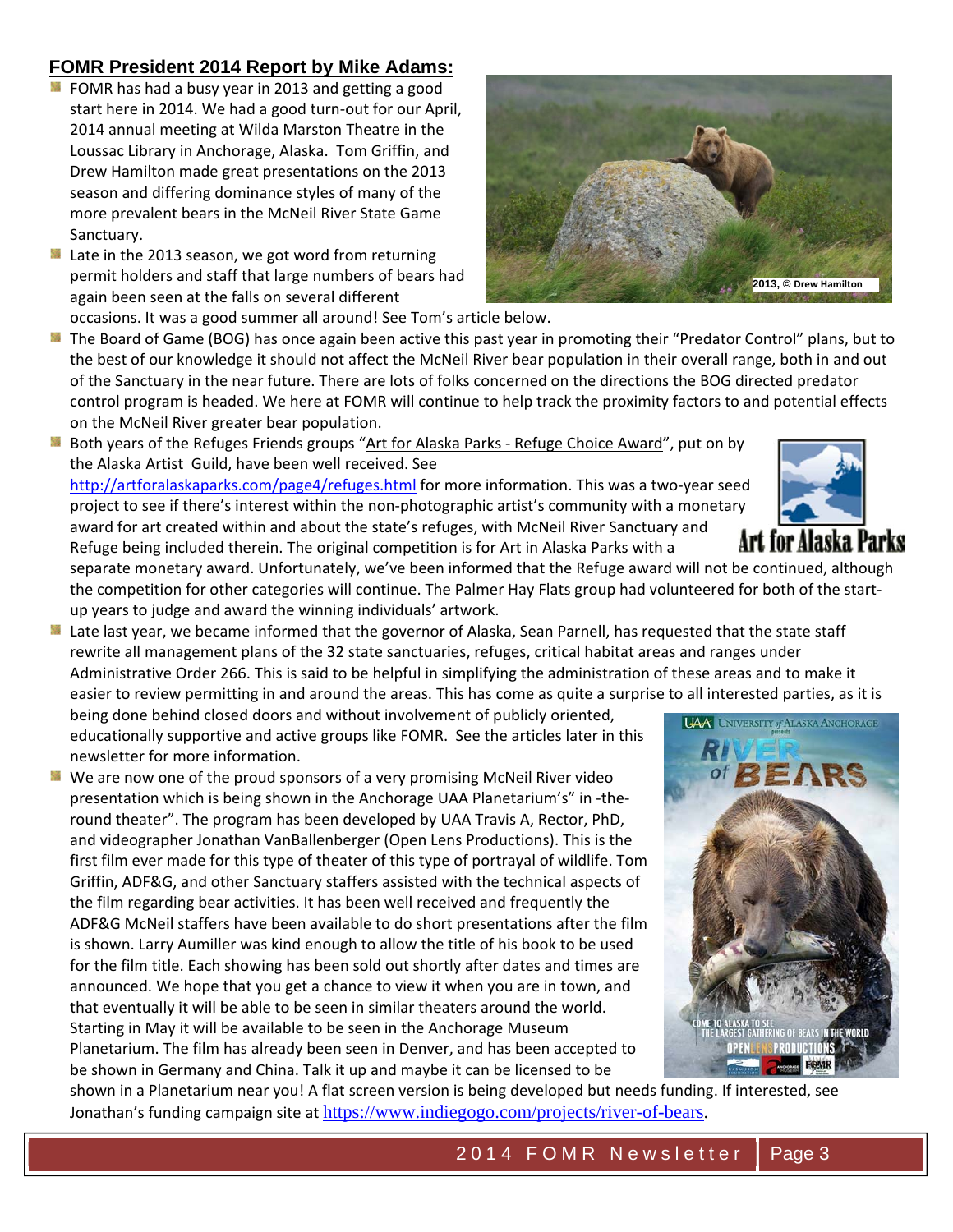## FOMR President 2014 Report by Mike Adams:

- FOMR has had a busy year in 2013 and getting a good start here in 2014. We had a good turn-out for our April, 2014 annual meeting at Wilda Marston Theatre in the Loussac Library in Anchorage, Alaska. Tom Griffin, and Drew Hamilton made great presentations on the 2013 season and differing dominance styles of many of the more prevalent bears in the McNeil River State Game Sanctuary.
- Late in the 2013 season, we got word from returning permit holders and staff that large numbers of bears had again been seen at the falls on several different occasions. It was a good summer all around! See Tom's article below.

2013, © Drew Hamilton

- The Board of Game (BOG) has once again been active this past year in promoting their "Predator Control" plans, but to the best of our knowledge it should not affect the McNeil River bear population in their overall range, both in and out of the Sanctuary in the near future. There are lots of folks concerned on the directions the BOG directed predator control program is headed. We here at FOMR will continue to help track the proximity factors to and potential effects on the McNeil River greater bear population.
- Both years of the Refuges Friends groups "Art for Alaska Parks - Refuge Choice Award", put on by the Alaska Artist Guild, have been well received. See http://artforalaskaparks.com/page4/refuges.html for more information. This was a two-year seed project to see if there's interest within the non-photographic artist's community with a monetary award for art created within and about the state's refuges, with McNeil River Sanctuary and Refuge being included therein. The original competition is for Art in Alaska Parks with a separate monetary award. Unfortunately, we've been informed that the Refuge award will not be continued, although the competition for other categories will continue. The Palmer Hay Flats group had volunteered for both of the start-up years to judge and award the winning individuals' artwork.
- Late last year, we became informed that the governor of Alaska, Sean Parnell, has requested that the state staff rewrite all management plans of the 32 state sanctuaries, refuges, critical habitat areas and ranges under Administrative Order 266. This is said to be helpful in simplifying the administration of these areas and to make it easier to review permitting in and around the areas. This has come as quite a surprise to all interested parties, as it is being done behind closed doors and without involvement of publicly oriented, educationally supportive and active groups like FOMR. See the articles later in this newsletter for more information.
- We are now one of the proud sponsors of a very promising McNeil River video presentation which is being shown in the Anchorage UAA Planetarium's" in -the-round theater". The program has been developed by UAA Travis A, Rector, PhD, and videographer Jonathan VanBallenberger (Open Lens Productions). This is the first film ever made for this type of theater of this type of portrayal of wildlife. Tom Griffin, ADF&G, and other Sanctuary staffers assisted with the technical aspects of the film regarding bear activities. It has been well received and frequently the ADF&G McNeil staffers have been available to do short presentations after the film is shown. Larry Aumiller was kind enough to allow the title of his book to be used for the film title. Each showing has been sold out shortly after dates and times are announced. We hope that you get a chance to view it when you are in town, and that eventually it will be able to be seen in similar theaters around the world. Starting in May it will be available to be seen in the Anchorage Museum Planetarium. The film has already been seen in Denver, and has been accepted to be shown in Germany and China. Talk it up and maybe it can be licensed to be shown in a Planetarium near you! A flat screen version is being developed but needs funding. If interested, see Jonathan's funding campaign site at https://www.indiegogo.com/projects/river-of-bears.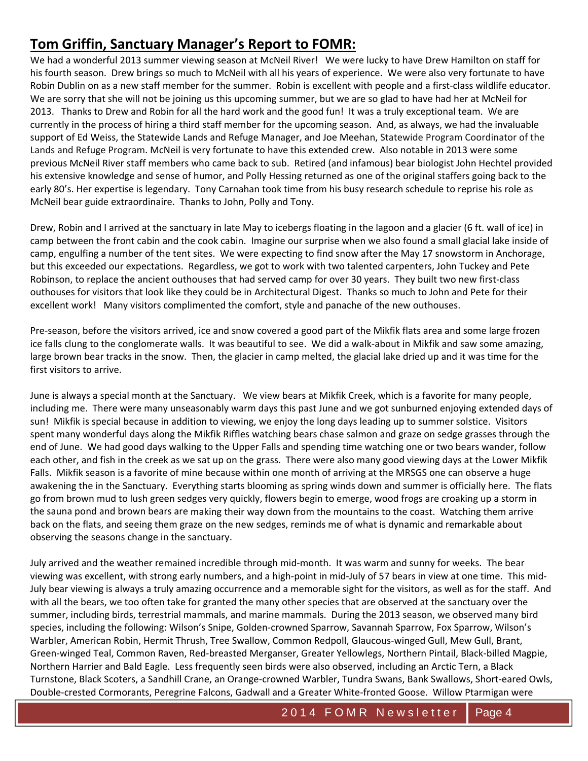## **Tom Griffin, Sanctuary Manager's Report to FOMR:**

We had a wonderful 2013 summer viewing season at McNeil River! We were lucky to have Drew Hamilton on staff for his fourth season. Drew brings so much to McNeil with all his years of experience. We were also very fortunate to have Robin Dublin on as a new staff member for the summer. Robin is excellent with people and a first-class wildlife educator. We are sorry that she will not be joining us this upcoming summer, but we are so glad to have had her at McNeil for 2013. Thanks to Drew and Robin for all the hard work and the good fun! It was a truly exceptional team. We are currently in the process of hiring a third staff member for the upcoming season. And, as always, we had the invaluable support of Ed Weiss, the Statewide Lands and Refuge Manager, and Joe Meehan, Statewide Program Coordinator of the Lands and Refuge Program. McNeil is very fortunate to have this extended crew. Also notable in 2013 were some previous McNeil River staff members who came back to sub. Retired (and infamous) bear biologist John Hechtel provided his extensive knowledge and sense of humor, and Polly Hessing returned as one of the original staffers going back to the early 80's. Her expertise is legendary. Tony Carnahan took time from his busy research schedule to reprise his role as McNeil bear guide extraordinaire. Thanks to John, Polly and Tony.

Drew, Robin and I arrived at the sanctuary in late May to icebergs floating in the lagoon and a glacier (6 ft. wall of ice) in camp between the front cabin and the cook cabin. Imagine our surprise when we also found a small glacial lake inside of camp, engulfing a number of the tent sites. We were expecting to find snow after the May 17 snowstorm in Anchorage, but this exceeded our expectations. Regardless, we got to work with two talented carpenters, John Tuckey and Pete Robinson, to replace the ancient outhouses that had served camp for over 30 years. They built two new first-class outhouses for visitors that look like they could be in Architectural Digest. Thanks so much to John and Pete for their excellent work! Many visitors complimented the comfort, style and panache of the new outhouses.

Pre-season, before the visitors arrived, ice and snow covered a good part of the Mikfik flats area and some large frozen ice falls clung to the conglomerate walls. It was beautiful to see. We did a walk-about in Mikfik and saw some amazing, large brown bear tracks in the snow. Then, the glacier in camp melted, the glacial lake dried up and it was time for the first visitors to arrive.

June is always a special month at the Sanctuary. We view bears at Mikfik Creek, which is a favorite for many people, including me. There were many unseasonably warm days this past June and we got sunburned enjoying extended days of sun! Mikfik is special because in addition to viewing, we enjoy the long days leading up to summer solstice. Visitors spent many wonderful days along the Mikfik Riffles watching bears chase salmon and graze on sedge grasses through the end of June. We had good days walking to the Upper Falls and spending time watching one or two bears wander, follow each other, and fish in the creek as we sat up on the grass. There were also many good viewing days at the Lower Mikfik Falls. Mikfik season is a favorite of mine because within one month of arriving at the MRSGS one can observe a huge awakening the in the Sanctuary. Everything starts blooming as spring winds down and summer is officially here. The flats go from brown mud to lush green sedges very quickly, flowers begin to emerge, wood frogs are croaking up a storm in the sauna pond and brown bears are making their way down from the mountains to the coast. Watching them arrive back on the flats, and seeing them graze on the new sedges, reminds me of what is dynamic and remarkable about observing the seasons change in the sanctuary.

July arrived and the weather remained incredible through mid-month. It was warm and sunny for weeks. The bear viewing was excellent, with strong early numbers, and a high-point in mid-July of 57 bears in view at one time. This mid-July bear viewing is always a truly amazing occurrence and a memorable sight for the visitors, as well as for the staff. And with all the bears, we too often take for granted the many other species that are observed at the sanctuary over the summer, including birds, terrestrial mammals, and marine mammals. During the 2013 season, we observed many bird species, including the following: Wilson's Snipe, Golden-crowned Sparrow, Savannah Sparrow, Fox Sparrow, Wilson's Warbler, American Robin, Hermit Thrush, Tree Swallow, Common Redpoll, Glaucous-winged Gull, Mew Gull, Brant, Green-winged Teal, Common Raven, Red-breasted Merganser, Greater Yellowlegs, Northern Pintail, Black-billed Magpie, Northern Harrier and Bald Eagle. Less frequently seen birds were also observed, including an Arctic Tern, a Black Turnstone, Black Scoters, a Sandhill Crane, an Orange-crowned Warbler, Tundra Swans, Bank Swallows, Short-eared Owls, Double-crested Cormorants, Peregrine Falcons, Gadwall and a Greater White-fronted Goose. Willow Ptarmigan were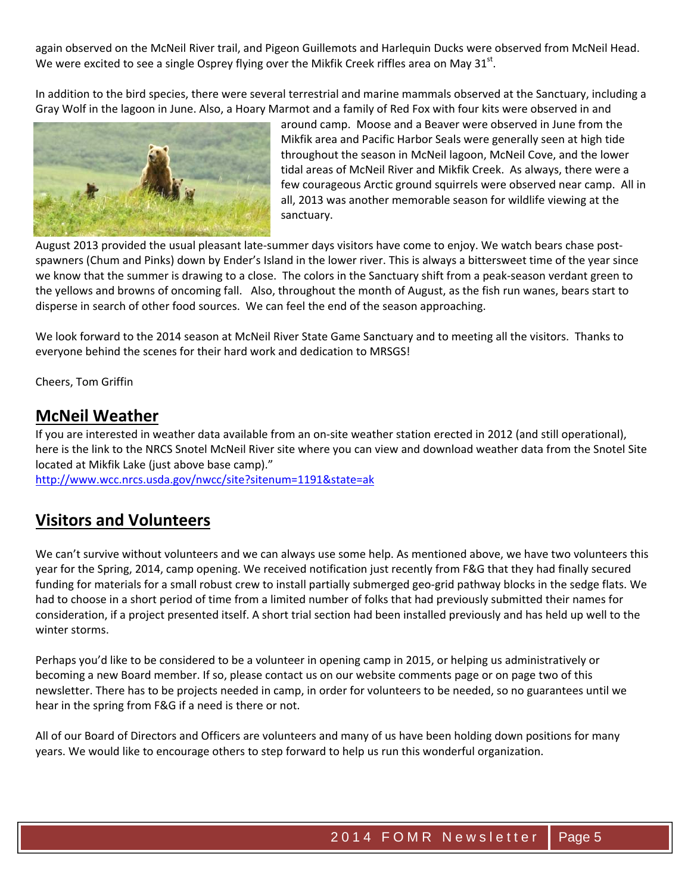again observed on the McNeil River trail, and Pigeon Guillemots and Harlequin Ducks were observed from McNeil Head. We were excited to see a single Osprey flying over the Mikfik Creek riffles area on May 31st.

In addition to the bird species, there were several terrestrial and marine mammals observed at the Sanctuary, including a Gray Wolf in the lagoon in June. Also, a Hoary Marmot and a family of Red Fox with four kits were observed in and around camp. Moose and a Beaver were observed in June from the Mikfik area and Pacific Harbor Seals were generally seen at high tide throughout the season in McNeil lagoon, McNeil Cove, and the lower tidal areas of McNeil River and Mikfik Creek. As always, there were a few courageous Arctic ground squirrels were observed near camp. All in all, 2013 was another memorable season for wildlife viewing at the sanctuary.

August 2013 provided the usual pleasant late-summer days visitors have come to enjoy. We watch bears chase post-spawners (Chum and Pinks) down by Ender's Island in the lower river. This is always a bittersweet time of the year since we know that the summer is drawing to a close. The colors in the Sanctuary shift from a peak-season verdant green to the yellows and browns of oncoming fall. Also, throughout the month of August, as the fish run wanes, bears start to disperse in search of other food sources. We can feel the end of the season approaching.

We look forward to the 2014 season at McNeil River State Game Sanctuary and to meeting all the visitors. Thanks to everyone behind the scenes for their hard work and dedication to MRSGS!

Cheers, Tom Griffin

## McNeil Weather

If you are interested in weather data available from an on-site weather station erected in 2012 (and still operational), here is the link to the NRCS Snotel McNeil River site where you can view and download weather data from the Snotel Site located at Mikfik Lake (just above base camp)."
http://www.wcc.nrcs.usda.gov/nwcc/site?sitenum=1191&state=ak

## Visitors and Volunteers

We can't survive without volunteers and we can always use some help. As mentioned above, we have two volunteers this year for the Spring, 2014, camp opening. We received notification just recently from F&G that they had finally secured funding for materials for a small robust crew to install partially submerged geo-grid pathway blocks in the sedge flats. We had to choose in a short period of time from a limited number of folks that had previously submitted their names for consideration, if a project presented itself. A short trial section had been installed previously and has held up well to the winter storms.

Perhaps you'd like to be considered to be a volunteer in opening camp in 2015, or helping us administratively or becoming a new Board member. If so, please contact us on our website comments page or on page two of this newsletter. There has to be projects needed in camp, in order for volunteers to be needed, so no guarantees until we hear in the spring from F&G if a need is there or not.

All of our Board of Directors and Officers are volunteers and many of us have been holding down positions for many years. We would like to encourage others to step forward to help us run this wonderful organization.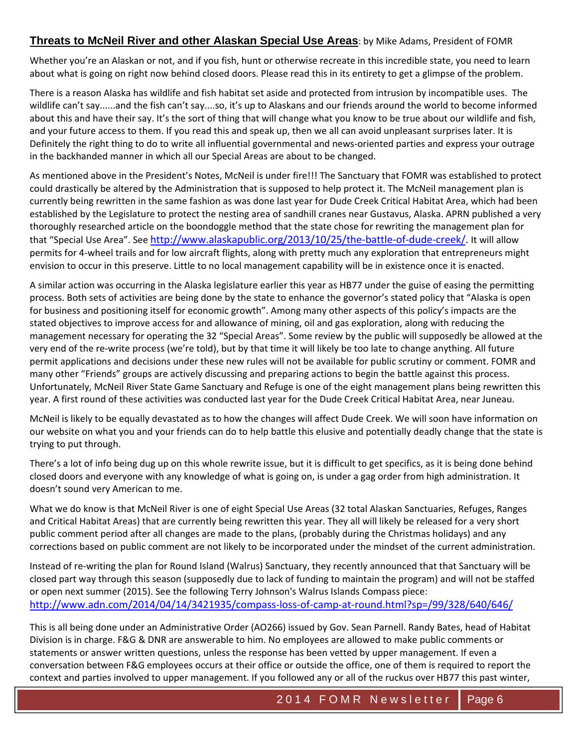## **Threats to McNeil River and other Alaskan Special Use Areas**: by Mike Adams, President of FOMR

Whether you're an Alaskan or not, and if you fish, hunt or otherwise recreate in this incredible state, you need to learn about what is going on right now behind closed doors. Please read this in its entirety to get a glimpse of the problem.

There is a reason Alaska has wildlife and fish habitat set aside and protected from intrusion by incompatible uses. The wildlife can't say......and the fish can't say....so, it's up to Alaskans and our friends around the world to become informed about this and have their say. It's the sort of thing that will change what you know to be true about our wildlife and fish, and your future access to them. If you read this and speak up, then we all can avoid unpleasant surprises later. It is Definitely the right thing to do to write all influential governmental and news-oriented parties and express your outrage in the backhanded manner in which all our Special Areas are about to be changed.

As mentioned above in the President's Notes, McNeil is under fire!!! The Sanctuary that FOMR was established to protect could drastically be altered by the Administration that is supposed to help protect it. The McNeil management plan is currently being rewritten in the same fashion as was done last year for Dude Creek Critical Habitat Area, which had been established by the Legislature to protect the nesting area of sandhill cranes near Gustavus, Alaska. APRN published a very thoroughly researched article on the boondoggle method that the state chose for rewriting the management plan for that "Special Use Area". See http://www.alaskapublic.org/2013/10/25/the-battle-of-dude-creek/. It will allow permits for 4-wheel trails and for low aircraft flights, along with pretty much any exploration that entrepreneurs might envision to occur in this preserve. Little to no local management capability will be in existence once it is enacted.

A similar action was occurring in the Alaska legislature earlier this year as HB77 under the guise of easing the permitting process. Both sets of activities are being done by the state to enhance the governor's stated policy that "Alaska is open for business and positioning itself for economic growth". Among many other aspects of this policy's impacts are the stated objectives to improve access for and allowance of mining, oil and gas exploration, along with reducing the management necessary for operating the 32 "Special Areas". Some review by the public will supposedly be allowed at the very end of the re-write process (we're told), but by that time it will likely be too late to change anything. All future permit applications and decisions under these new rules will not be available for public scrutiny or comment. FOMR and many other "Friends" groups are actively discussing and preparing actions to begin the battle against this process. Unfortunately, McNeil River State Game Sanctuary and Refuge is one of the eight management plans being rewritten this year. A first round of these activities was conducted last year for the Dude Creek Critical Habitat Area, near Juneau.

McNeil is likely to be equally devastated as to how the changes will affect Dude Creek. We will soon have information on our website on what you and your friends can do to help battle this elusive and potentially deadly change that the state is trying to put through.

There's a lot of info being dug up on this whole rewrite issue, but it is difficult to get specifics, as it is being done behind closed doors and everyone with any knowledge of what is going on, is under a gag order from high administration. It doesn't sound very American to me.

What we do know is that McNeil River is one of eight Special Use Areas (32 total Alaskan Sanctuaries, Refuges, Ranges and Critical Habitat Areas) that are currently being rewritten this year. They all will likely be released for a very short public comment period after all changes are made to the plans, (probably during the Christmas holidays) and any corrections based on public comment are not likely to be incorporated under the mindset of the current administration.

Instead of re-writing the plan for Round Island (Walrus) Sanctuary, they recently announced that that Sanctuary will be closed part way through this season (supposedly due to lack of funding to maintain the program) and will not be staffed or open next summer (2015). See the following Terry Johnson's Walrus Islands Compass piece: http://www.adn.com/2014/04/14/3421935/compass-loss-of-camp-at-round.html?sp=/99/328/640/646/

This is all being done under an Administrative Order (AO266) issued by Gov. Sean Parnell. Randy Bates, head of Habitat Division is in charge. F&G & DNR are answerable to him. No employees are allowed to make public comments or statements or answer written questions, unless the response has been vetted by upper management. If even a conversation between F&G employees occurs at their office or outside the office, one of them is required to report the context and parties involved to upper management. If you followed any or all of the ruckus over HB77 this past winter,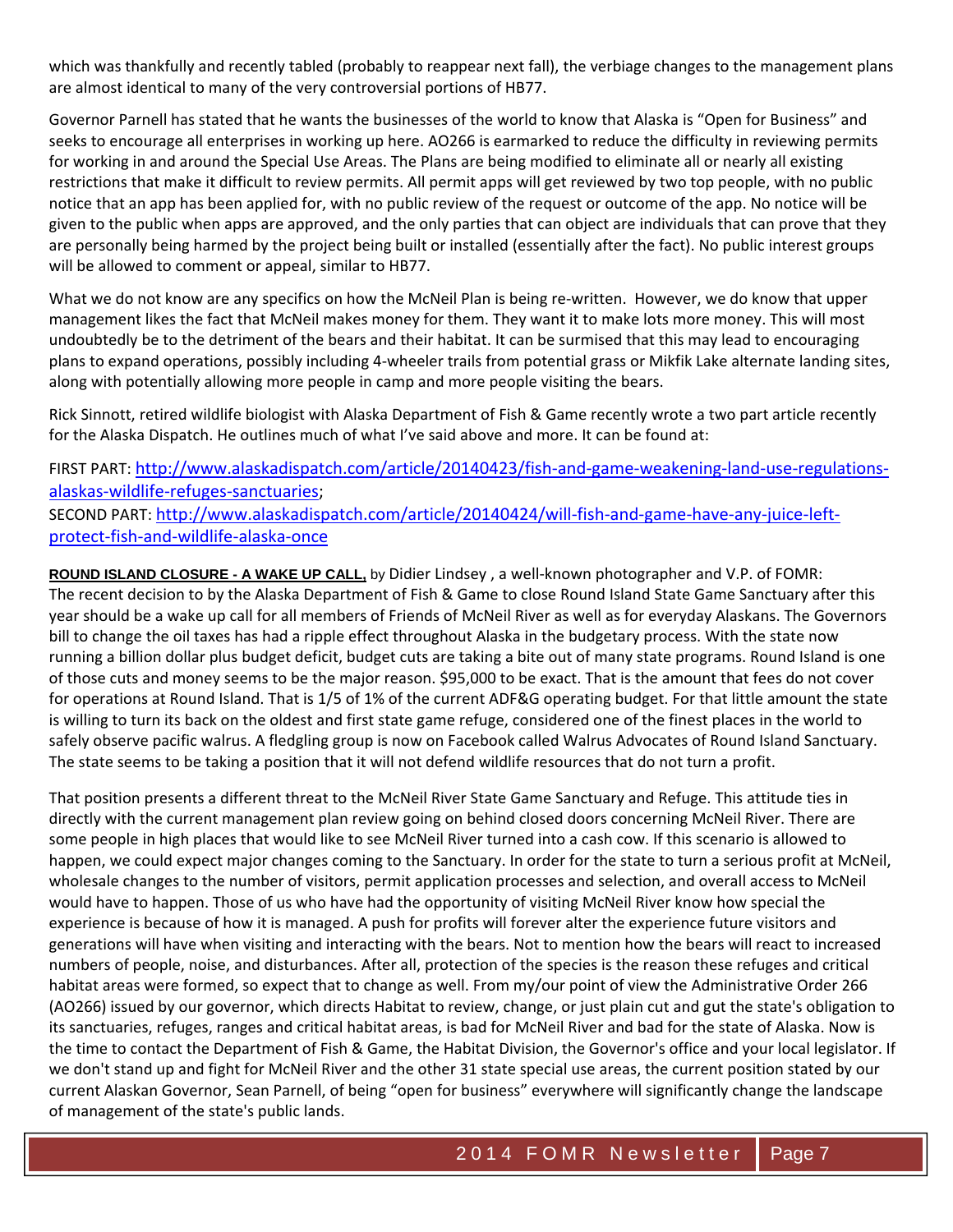which was thankfully and recently tabled (probably to reappear next fall), the verbiage changes to the management plans are almost identical to many of the very controversial portions of HB77.

Governor Parnell has stated that he wants the businesses of the world to know that Alaska is "Open for Business" and seeks to encourage all enterprises in working up here. AO266 is earmarked to reduce the difficulty in reviewing permits for working in and around the Special Use Areas. The Plans are being modified to eliminate all or nearly all existing restrictions that make it difficult to review permits. All permit apps will get reviewed by two top people, with no public notice that an app has been applied for, with no public review of the request or outcome of the app. No notice will be given to the public when apps are approved, and the only parties that can object are individuals that can prove that they are personally being harmed by the project being built or installed (essentially after the fact). No public interest groups will be allowed to comment or appeal, similar to HB77.

What we do not know are any specifics on how the McNeil Plan is being re-written. However, we do know that upper management likes the fact that McNeil makes money for them. They want it to make lots more money. This will most undoubtedly be to the detriment of the bears and their habitat. It can be surmised that this may lead to encouraging plans to expand operations, possibly including 4-wheeler trails from potential grass or Mikfik Lake alternate landing sites, along with potentially allowing more people in camp and more people visiting the bears.

Rick Sinnott, retired wildlife biologist with Alaska Department of Fish & Game recently wrote a two part article recently for the Alaska Dispatch. He outlines much of what I've said above and more. It can be found at:

FIRST PART: [http://www.alaskadispatch.com/article/20140423/fish-and-game-weakening-land-use-regulations-alaskas-wildlife-refuges-sanctuaries](http://www.alaskadispatch.com/article/20140423/fish-and-game-weakening-land-use-regulations-alaskas-wildlife-refuges-sanctuaries);
SECOND PART: [http://www.alaskadispatch.com/article/20140424/will-fish-and-game-have-any-juice-left-protect-fish-and-wildlife-alaska-once](http://www.alaskadispatch.com/article/20140424/will-fish-and-game-have-any-juice-left-protect-fish-and-wildlife-alaska-once)

**ROUND ISLAND CLOSURE - A WAKE UP CALL,** by Didier Lindsey , a well-known photographer and V.P. of FOMR:
The recent decision to by the Alaska Department of Fish & Game to close Round Island State Game Sanctuary after this year should be a wake up call for all members of Friends of McNeil River as well as for everyday Alaskans. The Governors bill to change the oil taxes has had a ripple effect throughout Alaska in the budgetary process. With the state now running a billion dollar plus budget deficit, budget cuts are taking a bite out of many state programs. Round Island is one of those cuts and money seems to be the major reason. $95,000 to be exact. That is the amount that fees do not cover for operations at Round Island. That is 1/5 of 1% of the current ADF&G operating budget. For that little amount the state is willing to turn its back on the oldest and first state game refuge, considered one of the finest places in the world to safely observe pacific walrus. A fledgling group is now on Facebook called Walrus Advocates of Round Island Sanctuary. The state seems to be taking a position that it will not defend wildlife resources that do not turn a profit.

That position presents a different threat to the McNeil River State Game Sanctuary and Refuge. This attitude ties in directly with the current management plan review going on behind closed doors concerning McNeil River. There are some people in high places that would like to see McNeil River turned into a cash cow. If this scenario is allowed to happen, we could expect major changes coming to the Sanctuary. In order for the state to turn a serious profit at McNeil, wholesale changes to the number of visitors, permit application processes and selection, and overall access to McNeil would have to happen. Those of us who have had the opportunity of visiting McNeil River know how special the experience is because of how it is managed. A push for profits will forever alter the experience future visitors and generations will have when visiting and interacting with the bears. Not to mention how the bears will react to increased numbers of people, noise, and disturbances. After all, protection of the species is the reason these refuges and critical habitat areas were formed, so expect that to change as well. From my/our point of view the Administrative Order 266 (AO266) issued by our governor, which directs Habitat to review, change, or just plain cut and gut the state's obligation to its sanctuaries, refuges, ranges and critical habitat areas, is bad for McNeil River and bad for the state of Alaska. Now is the time to contact the Department of Fish & Game, the Habitat Division, the Governor's office and your local legislator. If we don't stand up and fight for McNeil River and the other 31 state special use areas, the current position stated by our current Alaskan Governor, Sean Parnell, of being "open for business" everywhere will significantly change the landscape of management of the state's public lands.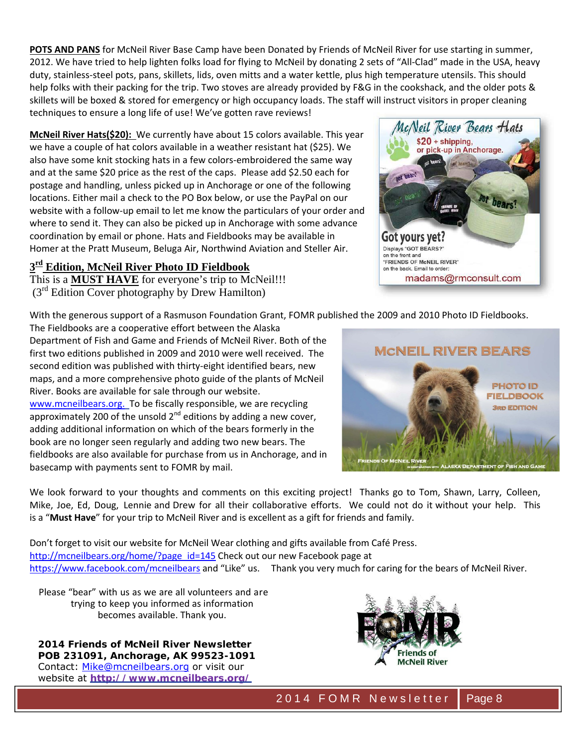**POTS AND PANS** for McNeil River Base Camp have been Donated by Friends of McNeil River for use starting in summer, 2012. We have tried to help lighten folks load for flying to McNeil by donating 2 sets of "All-Clad" made in the USA, heavy duty, stainless-steel pots, pans, skillets, lids, oven mitts and a water kettle, plus high temperature utensils. This should help folks with their packing for the trip. Two stoves are already provided by F&G in the cookshack, and the older pots & skillets will be boxed & stored for emergency or high occupancy loads. The staff will instruct visitors in proper cleaning techniques to ensure a long life of use! We've gotten rave reviews!

**McNeil River Hats($20):** We currently have about 15 colors available. This year we have a couple of hat colors available in a weather resistant hat ($25). We also have some knit stocking hats in a few colors-embroidered the same way and at the same $20 price as the rest of the caps. Please add $2.50 each for postage and handling, unless picked up in Anchorage or one of the following locations. Either mail a check to the PO Box below, or use the PayPal on our website with a follow-up email to let me know the particulars of your order and where to send it. They can also be picked up in Anchorage with some advance coordination by email or phone. Hats and Fieldbooks may be available in Homer at the Pratt Museum, Beluga Air, Northwind Aviation and Steller Air.

McNeil River Bears Hats
$20 + shipping, or pick-up in Anchorage.
Got yours yet?
Displays "GOT BEARS?" on the front and "FRIENDS OF McNEIL RIVER" on the back. Email to order:
madams@rmconsult.com

## 3rd Edition, McNeil River Photo ID Fieldbook

This is a **MUST HAVE** for everyone's trip to McNeil!!!
(3rd Edition Cover photography by Drew Hamilton)

With the generous support of a Rasmuson Foundation Grant, FOMR published the 2009 and 2010 Photo ID Fieldbooks. The Fieldbooks are a cooperative effort between the Alaska Department of Fish and Game and Friends of McNeil River. Both of the first two editions published in 2009 and 2010 were well received. The second edition was published with thirty-eight identified bears, new maps, and a more comprehensive photo guide of the plants of McNeil River. Books are available for sale through our website. www.mcneilbears.org. To be fiscally responsible, we are recycling approximately 200 of the unsold 2nd editions by adding a new cover, adding additional information on which of the bears formerly in the book are no longer seen regularly and adding two new bears. The fieldbooks are also available for purchase from us in Anchorage, and in basecamp with payments sent to FOMR by mail.

MCNEIL RIVER BEARS
PHOTO ID FIELDBOOK
3RD EDITION
FRIENDS OF MCNEIL RIVER IN COOPERATION WITH ALASKA DEPARTMENT OF FISH AND GAME

We look forward to your thoughts and comments on this exciting project! Thanks go to Tom, Shawn, Larry, Colleen, Mike, Joe, Ed, Doug, Lennie and Drew for all their collaborative efforts. We could not do it without your help. This is a "**Must Have**" for your trip to McNeil River and is excellent as a gift for friends and family.

Don't forget to visit our website for McNeil Wear clothing and gifts available from Café Press. http://mcneilbears.org/home/?page_id=145 Check out our new Facebook page at https://www.facebook.com/mcneilbears and "Like" us. Thank you very much for caring for the bears of McNeil River.

Please "bear" with us as we are all volunteers and are trying to keep you informed as information becomes available. Thank you.

**2014 Friends of McNeil River Newsletter**
**POB 231091, Anchorage, AK 99523-1091**
Contact: Mike@mcneilbears.org or visit our website at **http://www.mcneilbears.org/**

FOMR Friends of McNeil River